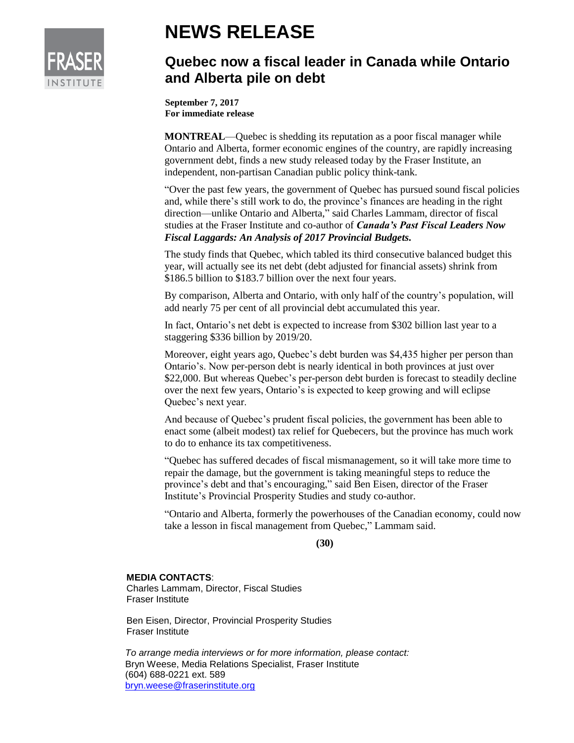# NEWS RELEASE

## Quebec now a fiscal leader in Canada while Ontario and Alberta pile on debt

**September 7, 2017**
**For immediate release**

**MONTREAL**—Quebec is shedding its reputation as a poor fiscal manager while Ontario and Alberta, former economic engines of the country, are rapidly increasing government debt, finds a new study released today by the Fraser Institute, an independent, non-partisan Canadian public policy think-tank.

"Over the past few years, the government of Quebec has pursued sound fiscal policies and, while there's still work to do, the province's finances are heading in the right direction—unlike Ontario and Alberta," said Charles Lammam, director of fiscal studies at the Fraser Institute and co-author of ***Canada's Past Fiscal Leaders Now Fiscal Laggards: An Analysis of 2017 Provincial Budgets.***

The study finds that Quebec, which tabled its third consecutive balanced budget this year, will actually see its net debt (debt adjusted for financial assets) shrink from $186.5 billion to $183.7 billion over the next four years.

By comparison, Alberta and Ontario, with only half of the country's population, will add nearly 75 per cent of all provincial debt accumulated this year.

In fact, Ontario's net debt is expected to increase from $302 billion last year to a staggering $336 billion by 2019/20.

Moreover, eight years ago, Quebec's debt burden was $4,435 higher per person than Ontario's. Now per-person debt is nearly identical in both provinces at just over $22,000. But whereas Quebec's per-person debt burden is forecast to steadily decline over the next few years, Ontario's is expected to keep growing and will eclipse Quebec's next year.

And because of Quebec's prudent fiscal policies, the government has been able to enact some (albeit modest) tax relief for Quebecers, but the province has much work to do to enhance its tax competitiveness.

"Quebec has suffered decades of fiscal mismanagement, so it will take more time to repair the damage, but the government is taking meaningful steps to reduce the province's debt and that's encouraging," said Ben Eisen, director of the Fraser Institute's Provincial Prosperity Studies and study co-author.

"Ontario and Alberta, formerly the powerhouses of the Canadian economy, could now take a lesson in fiscal management from Quebec," Lammam said.

**(30)**

**MEDIA CONTACTS**:
Charles Lammam, Director, Fiscal Studies
Fraser Institute

Ben Eisen, Director, Provincial Prosperity Studies
Fraser Institute

*To arrange media interviews or for more information, please contact:*
Bryn Weese, Media Relations Specialist, Fraser Institute
(604) 688-0221 ext. 589
bryn.weese@fraserinstitute.org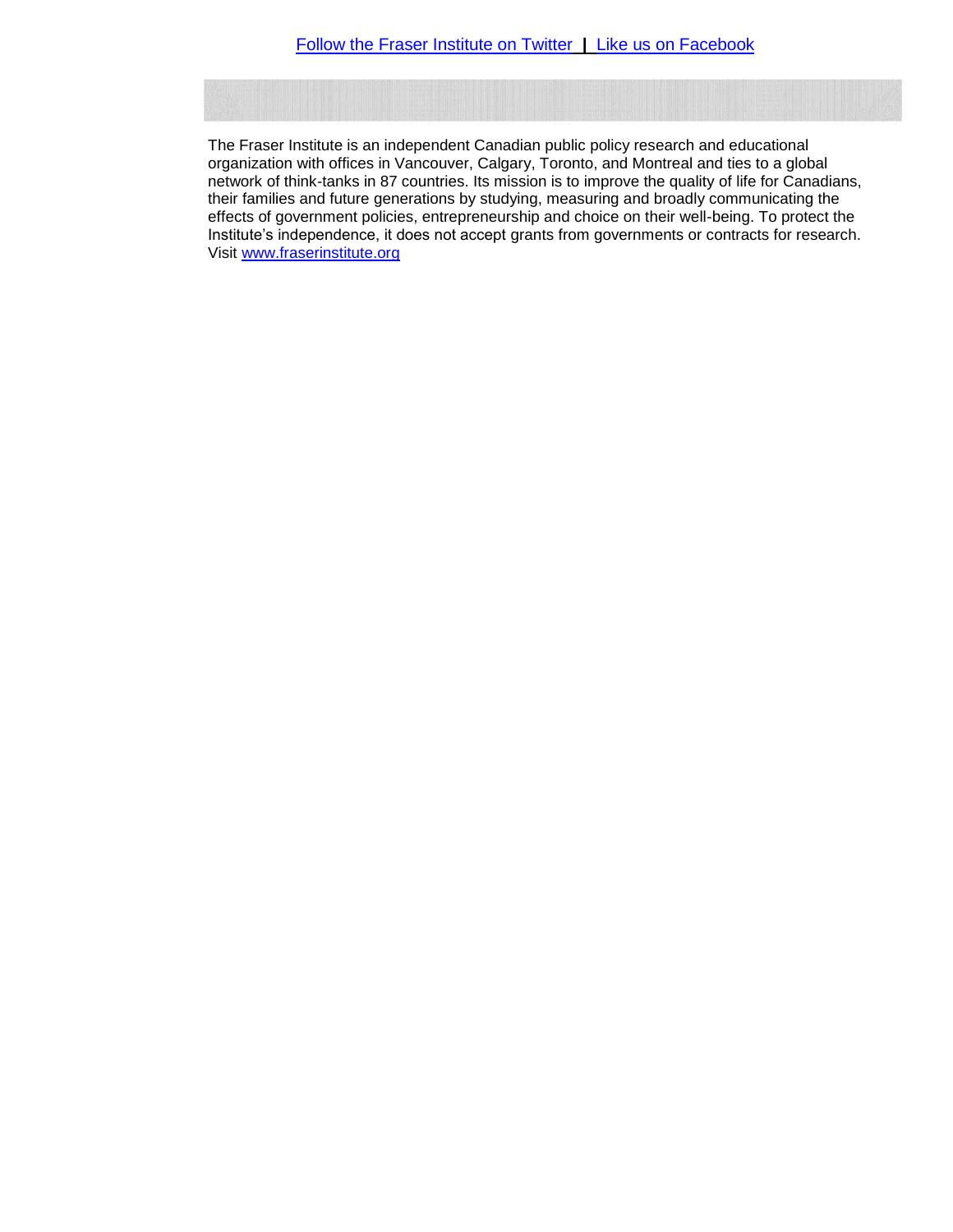Follow the Fraser Institute on Twitter | Like us on Facebook

The Fraser Institute is an independent Canadian public policy research and educational organization with offices in Vancouver, Calgary, Toronto, and Montreal and ties to a global network of think-tanks in 87 countries. Its mission is to improve the quality of life for Canadians, their families and future generations by studying, measuring and broadly communicating the effects of government policies, entrepreneurship and choice on their well-being. To protect the Institute's independence, it does not accept grants from governments or contracts for research. Visit www.fraserinstitute.org